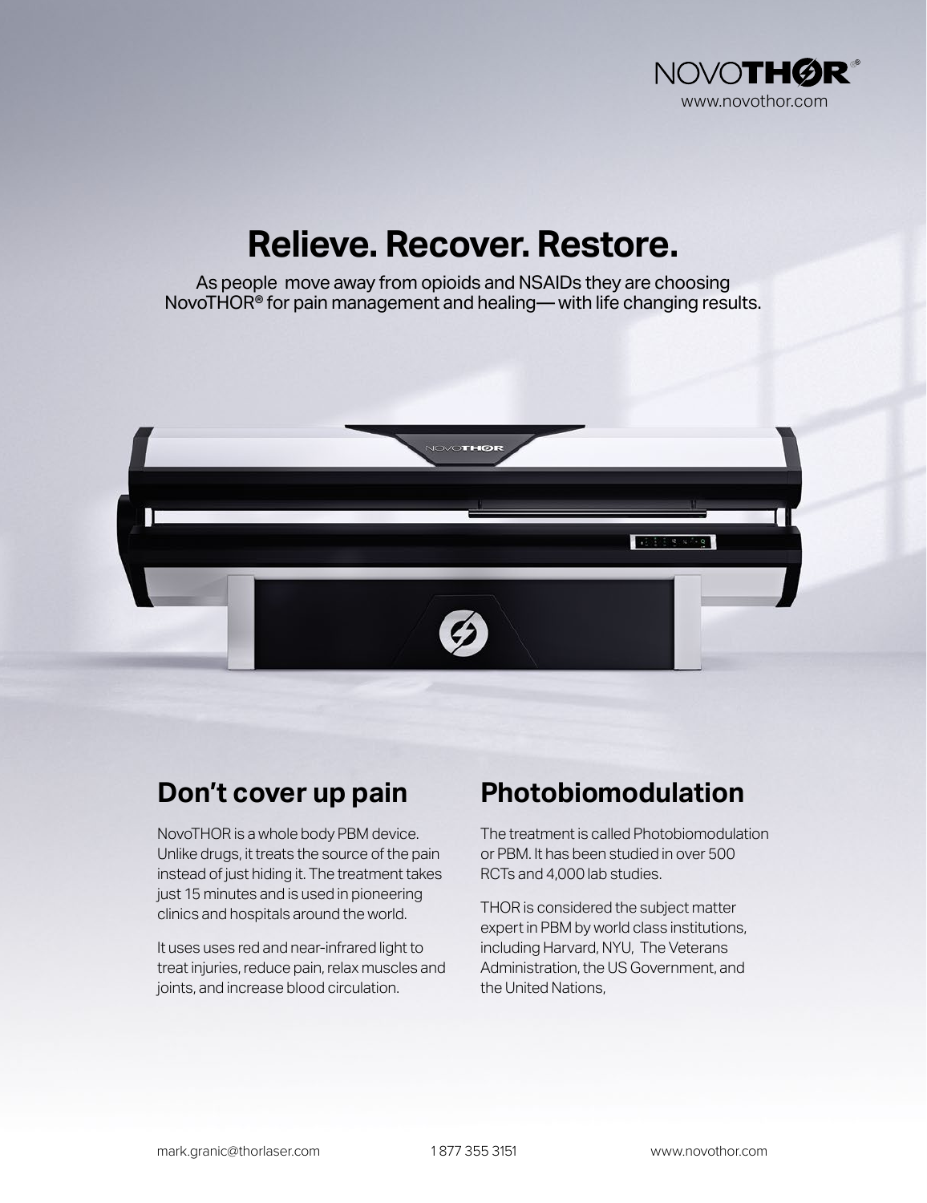NOVOTHOR®
www.novothor.com

# Relieve. Recover. Restore.

As people move away from opioids and NSAIDs they are choosing NovoTHOR® for pain management and healing— with life changing results.

## Don't cover up pain

NovoTHOR is a whole body PBM device. Unlike drugs, it treats the source of the pain instead of just hiding it. The treatment takes just 15 minutes and is used in pioneering clinics and hospitals around the world.

It uses uses red and near-infrared light to treat injuries, reduce pain, relax muscles and joints, and increase blood circulation.

## Photobiomodulation

The treatment is called Photobiomodulation or PBM. It has been studied in over 500 RCTs and 4,000 lab studies.

THOR is considered the subject matter expert in PBM by world class institutions, including Harvard, NYU, The Veterans Administration, the US Government, and the United Nations,

mark.granic@thorlaser.com    1 877 355 3151    www.novothor.com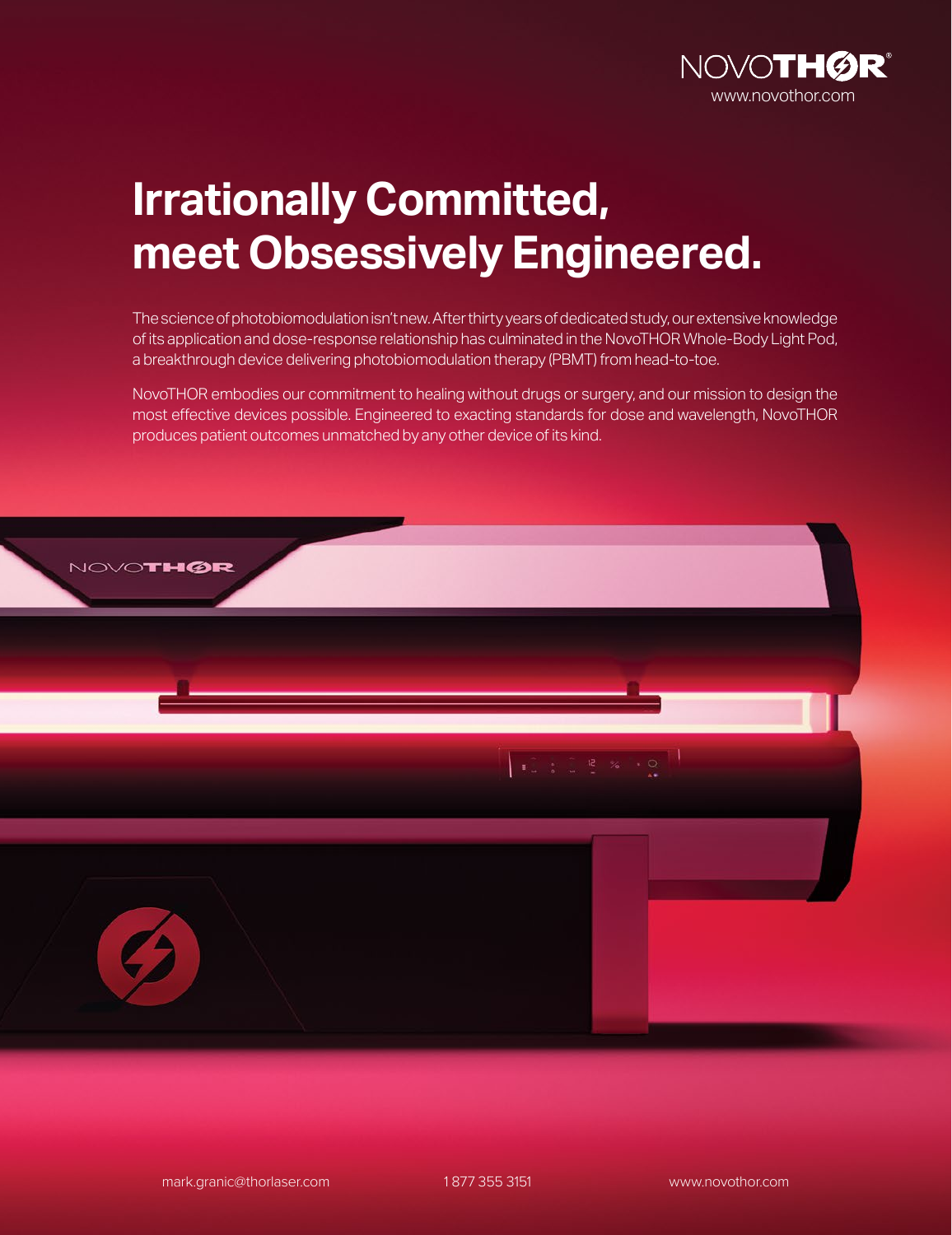NOVOTHOR®
www.novothor.com

# Irrationally Committed, meet Obsessively Engineered.

The science of photobiomodulation isn't new. After thirty years of dedicated study, our extensive knowledge of its application and dose-response relationship has culminated in the NovoTHOR Whole-Body Light Pod, a breakthrough device delivering photobiomodulation therapy (PBMT) from head-to-toe.

NovoTHOR embodies our commitment to healing without drugs or surgery, and our mission to design the most effective devices possible. Engineered to exacting standards for dose and wavelength, NovoTHOR produces patient outcomes unmatched by any other device of its kind.

mark.granic@thorlaser.com    1 877 355 3151    www.novothor.com